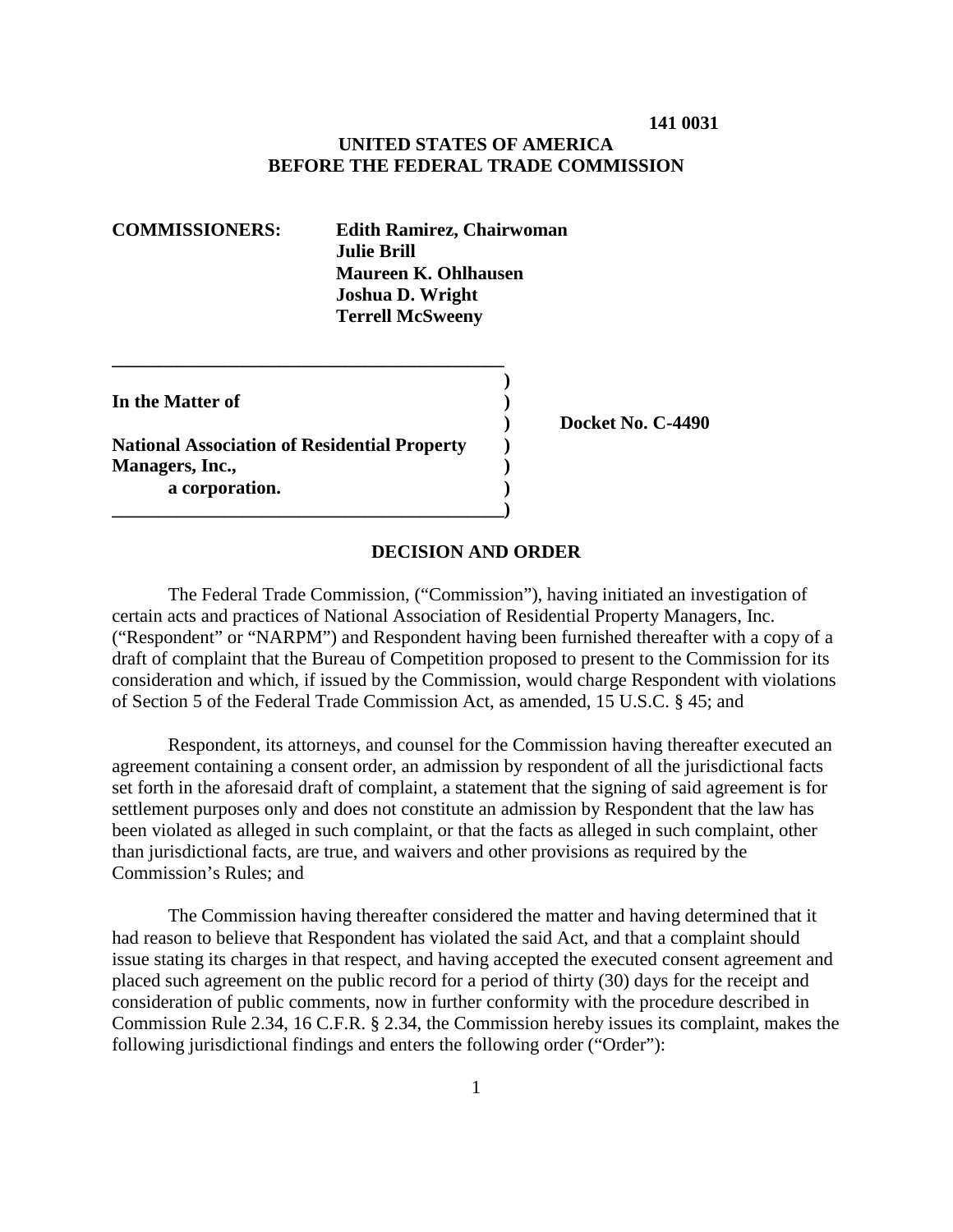**141 0031**

**UNITED STATES OF AMERICA**
**BEFORE THE FEDERAL TRADE COMMISSION**

**COMMISSIONERS:** **Edith Ramirez, Chairwoman**
**Julie Brill**
**Maureen K. Ohlhausen**
**Joshua D. Wright**
**Terrell McSweeny**

**In the Matter of**

**National Association of Residential Property Managers, Inc.,**
**a corporation.**

**Docket No. C-4490**

## DECISION AND ORDER

The Federal Trade Commission, ("Commission"), having initiated an investigation of certain acts and practices of National Association of Residential Property Managers, Inc. ("Respondent" or "NARPM") and Respondent having been furnished thereafter with a copy of a draft of complaint that the Bureau of Competition proposed to present to the Commission for its consideration and which, if issued by the Commission, would charge Respondent with violations of Section 5 of the Federal Trade Commission Act, as amended, 15 U.S.C. § 45; and

Respondent, its attorneys, and counsel for the Commission having thereafter executed an agreement containing a consent order, an admission by respondent of all the jurisdictional facts set forth in the aforesaid draft of complaint, a statement that the signing of said agreement is for settlement purposes only and does not constitute an admission by Respondent that the law has been violated as alleged in such complaint, or that the facts as alleged in such complaint, other than jurisdictional facts, are true, and waivers and other provisions as required by the Commission's Rules; and

The Commission having thereafter considered the matter and having determined that it had reason to believe that Respondent has violated the said Act, and that a complaint should issue stating its charges in that respect, and having accepted the executed consent agreement and placed such agreement on the public record for a period of thirty (30) days for the receipt and consideration of public comments, now in further conformity with the procedure described in Commission Rule 2.34, 16 C.F.R. § 2.34, the Commission hereby issues its complaint, makes the following jurisdictional findings and enters the following order ("Order"):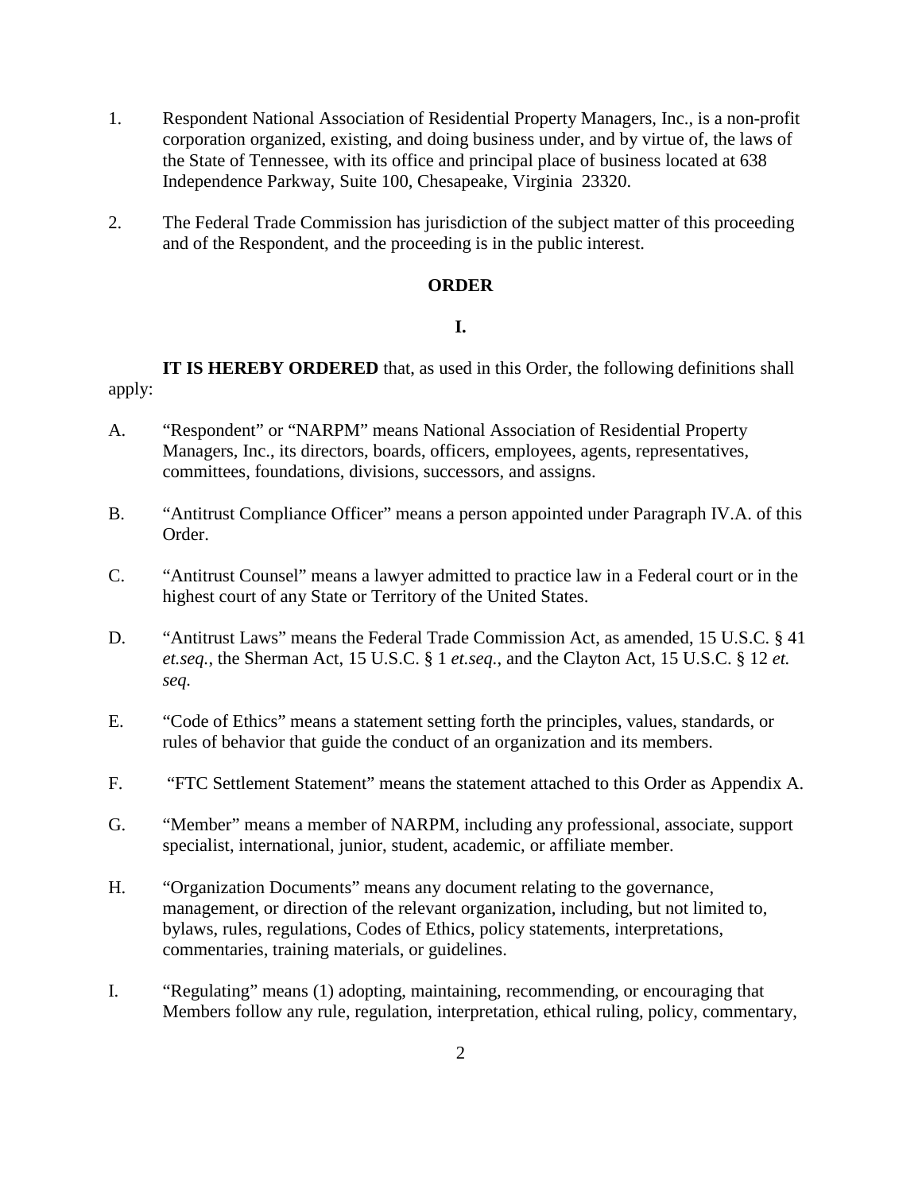1. Respondent National Association of Residential Property Managers, Inc., is a non-profit corporation organized, existing, and doing business under, and by virtue of, the laws of the State of Tennessee, with its office and principal place of business located at 638 Independence Parkway, Suite 100, Chesapeake, Virginia 23320.

2. The Federal Trade Commission has jurisdiction of the subject matter of this proceeding and of the Respondent, and the proceeding is in the public interest.

**ORDER**

**I.**

**IT IS HEREBY ORDERED** that, as used in this Order, the following definitions shall apply:

A. "Respondent" or "NARPM" means National Association of Residential Property Managers, Inc., its directors, boards, officers, employees, agents, representatives, committees, foundations, divisions, successors, and assigns.

B. "Antitrust Compliance Officer" means a person appointed under Paragraph IV.A. of this Order.

C. "Antitrust Counsel" means a lawyer admitted to practice law in a Federal court or in the highest court of any State or Territory of the United States.

D. "Antitrust Laws" means the Federal Trade Commission Act, as amended, 15 U.S.C. § 41 *et.seq.*, the Sherman Act, 15 U.S.C. § 1 *et.seq.*, and the Clayton Act, 15 U.S.C. § 12 *et. seq.*

E. "Code of Ethics" means a statement setting forth the principles, values, standards, or rules of behavior that guide the conduct of an organization and its members.

F. "FTC Settlement Statement" means the statement attached to this Order as Appendix A.

G. "Member" means a member of NARPM, including any professional, associate, support specialist, international, junior, student, academic, or affiliate member.

H. "Organization Documents" means any document relating to the governance, management, or direction of the relevant organization, including, but not limited to, bylaws, rules, regulations, Codes of Ethics, policy statements, interpretations, commentaries, training materials, or guidelines.

I. "Regulating" means (1) adopting, maintaining, recommending, or encouraging that Members follow any rule, regulation, interpretation, ethical ruling, policy, commentary,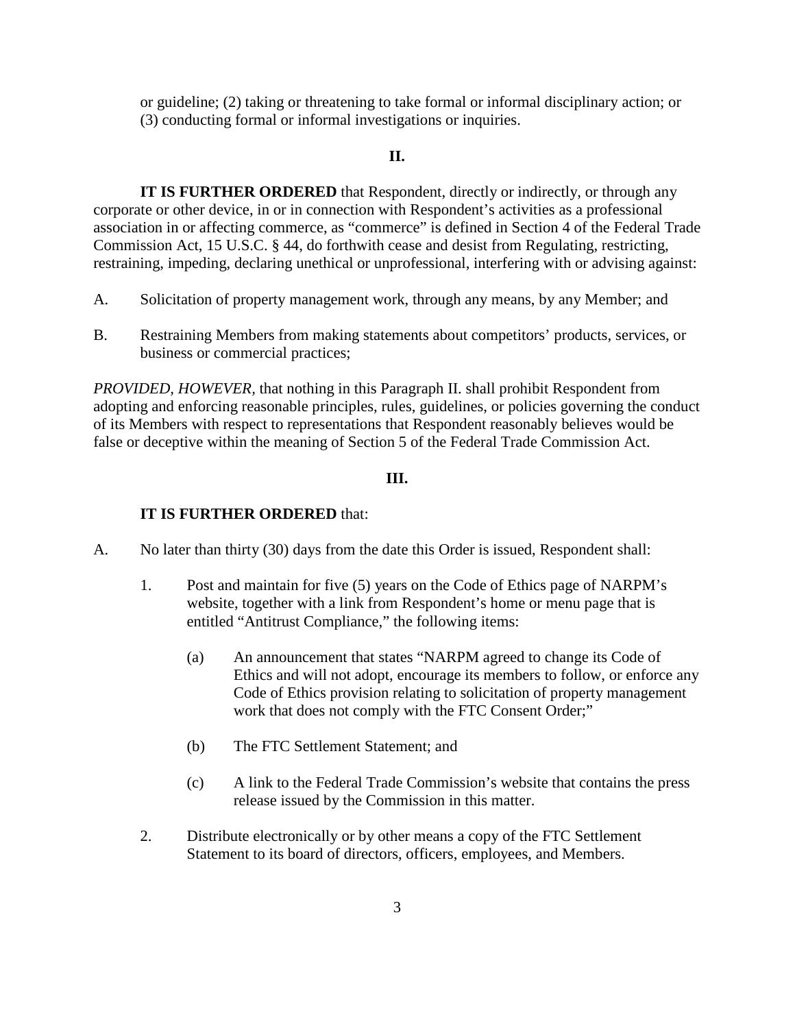or guideline; (2) taking or threatening to take formal or informal disciplinary action; or (3) conducting formal or informal investigations or inquiries.

**II.**

**IT IS FURTHER ORDERED** that Respondent, directly or indirectly, or through any corporate or other device, in or in connection with Respondent's activities as a professional association in or affecting commerce, as "commerce" is defined in Section 4 of the Federal Trade Commission Act, 15 U.S.C. § 44, do forthwith cease and desist from Regulating, restricting, restraining, impeding, declaring unethical or unprofessional, interfering with or advising against:

A. Solicitation of property management work, through any means, by any Member; and

B. Restraining Members from making statements about competitors' products, services, or business or commercial practices;

*PROVIDED, HOWEVER*, that nothing in this Paragraph II. shall prohibit Respondent from adopting and enforcing reasonable principles, rules, guidelines, or policies governing the conduct of its Members with respect to representations that Respondent reasonably believes would be false or deceptive within the meaning of Section 5 of the Federal Trade Commission Act.

**III.**

**IT IS FURTHER ORDERED** that:

A. No later than thirty (30) days from the date this Order is issued, Respondent shall:

1. Post and maintain for five (5) years on the Code of Ethics page of NARPM's website, together with a link from Respondent's home or menu page that is entitled "Antitrust Compliance," the following items:

   (a) An announcement that states "NARPM agreed to change its Code of Ethics and will not adopt, encourage its members to follow, or enforce any Code of Ethics provision relating to solicitation of property management work that does not comply with the FTC Consent Order;"

   (b) The FTC Settlement Statement; and

   (c) A link to the Federal Trade Commission's website that contains the press release issued by the Commission in this matter.

2. Distribute electronically or by other means a copy of the FTC Settlement Statement to its board of directors, officers, employees, and Members.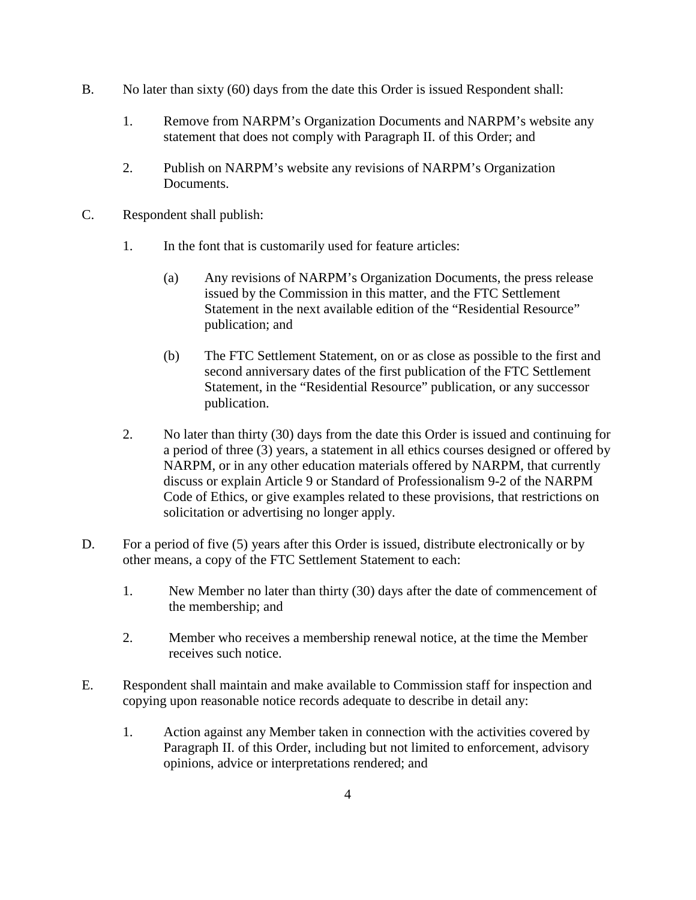B. No later than sixty (60) days from the date this Order is issued Respondent shall:

   1. Remove from NARPM's Organization Documents and NARPM's website any statement that does not comply with Paragraph II. of this Order; and

   2. Publish on NARPM's website any revisions of NARPM's Organization Documents.

C. Respondent shall publish:

   1. In the font that is customarily used for feature articles:

      (a) Any revisions of NARPM's Organization Documents, the press release issued by the Commission in this matter, and the FTC Settlement Statement in the next available edition of the "Residential Resource" publication; and

      (b) The FTC Settlement Statement, on or as close as possible to the first and second anniversary dates of the first publication of the FTC Settlement Statement, in the "Residential Resource" publication, or any successor publication.

   2. No later than thirty (30) days from the date this Order is issued and continuing for a period of three (3) years, a statement in all ethics courses designed or offered by NARPM, or in any other education materials offered by NARPM, that currently discuss or explain Article 9 or Standard of Professionalism 9-2 of the NARPM Code of Ethics, or give examples related to these provisions, that restrictions on solicitation or advertising no longer apply.

D. For a period of five (5) years after this Order is issued, distribute electronically or by other means, a copy of the FTC Settlement Statement to each:

   1. New Member no later than thirty (30) days after the date of commencement of the membership; and

   2. Member who receives a membership renewal notice, at the time the Member receives such notice.

E. Respondent shall maintain and make available to Commission staff for inspection and copying upon reasonable notice records adequate to describe in detail any:

   1. Action against any Member taken in connection with the activities covered by Paragraph II. of this Order, including but not limited to enforcement, advisory opinions, advice or interpretations rendered; and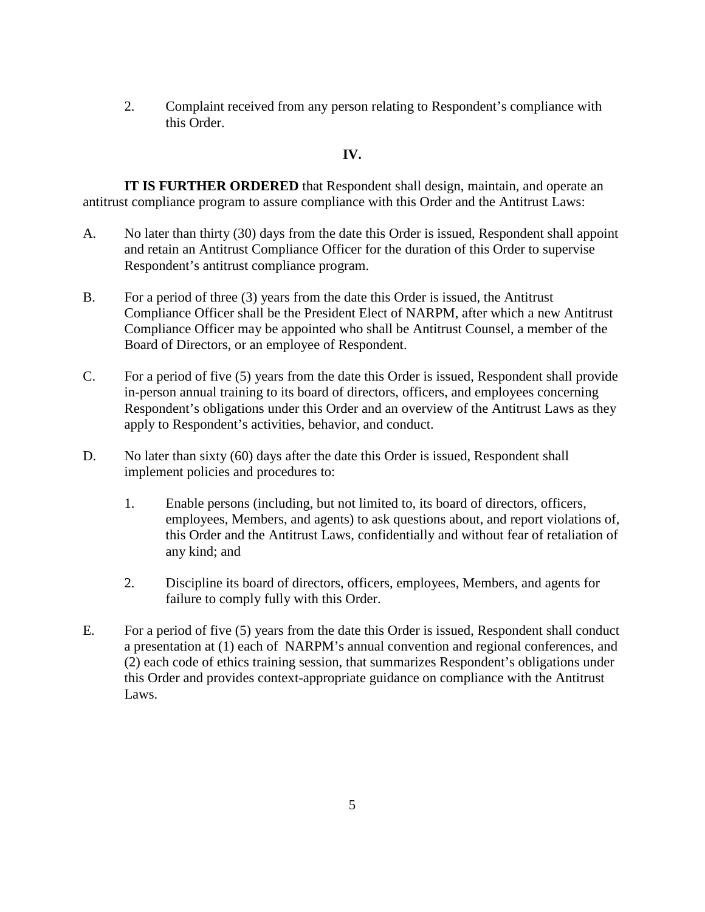2. Complaint received from any person relating to Respondent's compliance with this Order.

**IV.**

**IT IS FURTHER ORDERED** that Respondent shall design, maintain, and operate an antitrust compliance program to assure compliance with this Order and the Antitrust Laws:

A. No later than thirty (30) days from the date this Order is issued, Respondent shall appoint and retain an Antitrust Compliance Officer for the duration of this Order to supervise Respondent's antitrust compliance program.

B. For a period of three (3) years from the date this Order is issued, the Antitrust Compliance Officer shall be the President Elect of NARPM, after which a new Antitrust Compliance Officer may be appointed who shall be Antitrust Counsel, a member of the Board of Directors, or an employee of Respondent.

C. For a period of five (5) years from the date this Order is issued, Respondent shall provide in-person annual training to its board of directors, officers, and employees concerning Respondent's obligations under this Order and an overview of the Antitrust Laws as they apply to Respondent's activities, behavior, and conduct.

D. No later than sixty (60) days after the date this Order is issued, Respondent shall implement policies and procedures to:

   1. Enable persons (including, but not limited to, its board of directors, officers, employees, Members, and agents) to ask questions about, and report violations of, this Order and the Antitrust Laws, confidentially and without fear of retaliation of any kind; and

   2. Discipline its board of directors, officers, employees, Members, and agents for failure to comply fully with this Order.

E. For a period of five (5) years from the date this Order is issued, Respondent shall conduct a presentation at (1) each of NARPM's annual convention and regional conferences, and (2) each code of ethics training session, that summarizes Respondent's obligations under this Order and provides context-appropriate guidance on compliance with the Antitrust Laws.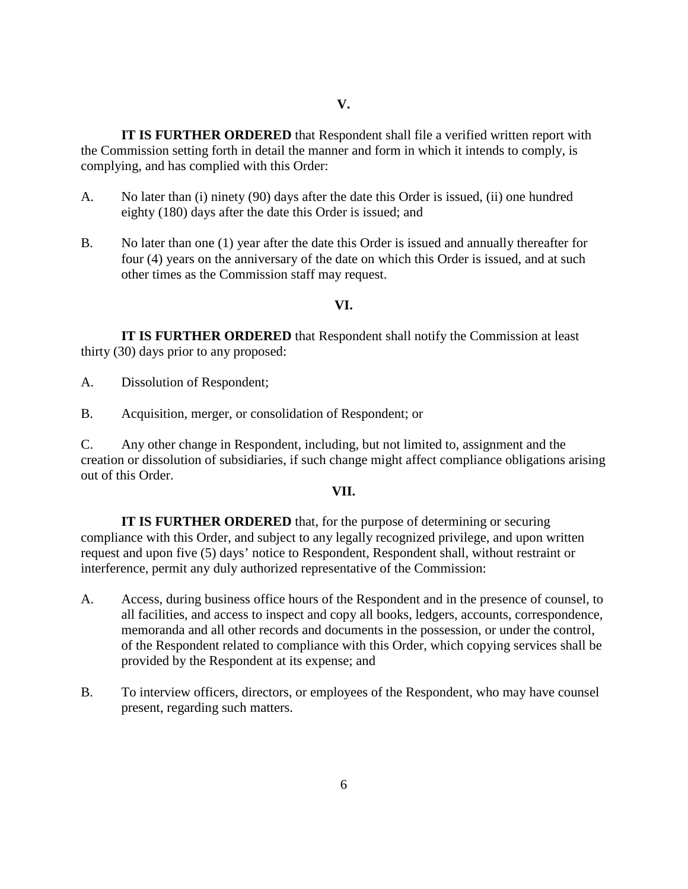## V.

**IT IS FURTHER ORDERED** that Respondent shall file a verified written report with the Commission setting forth in detail the manner and form in which it intends to comply, is complying, and has complied with this Order:

A. No later than (i) ninety (90) days after the date this Order is issued, (ii) one hundred eighty (180) days after the date this Order is issued; and

B. No later than one (1) year after the date this Order is issued and annually thereafter for four (4) years on the anniversary of the date on which this Order is issued, and at such other times as the Commission staff may request.

## VI.

**IT IS FURTHER ORDERED** that Respondent shall notify the Commission at least thirty (30) days prior to any proposed:

A. Dissolution of Respondent;

B. Acquisition, merger, or consolidation of Respondent; or

C. Any other change in Respondent, including, but not limited to, assignment and the creation or dissolution of subsidiaries, if such change might affect compliance obligations arising out of this Order.

## VII.

**IT IS FURTHER ORDERED** that, for the purpose of determining or securing compliance with this Order, and subject to any legally recognized privilege, and upon written request and upon five (5) days' notice to Respondent, Respondent shall, without restraint or interference, permit any duly authorized representative of the Commission:

A. Access, during business office hours of the Respondent and in the presence of counsel, to all facilities, and access to inspect and copy all books, ledgers, accounts, correspondence, memoranda and all other records and documents in the possession, or under the control, of the Respondent related to compliance with this Order, which copying services shall be provided by the Respondent at its expense; and

B. To interview officers, directors, or employees of the Respondent, who may have counsel present, regarding such matters.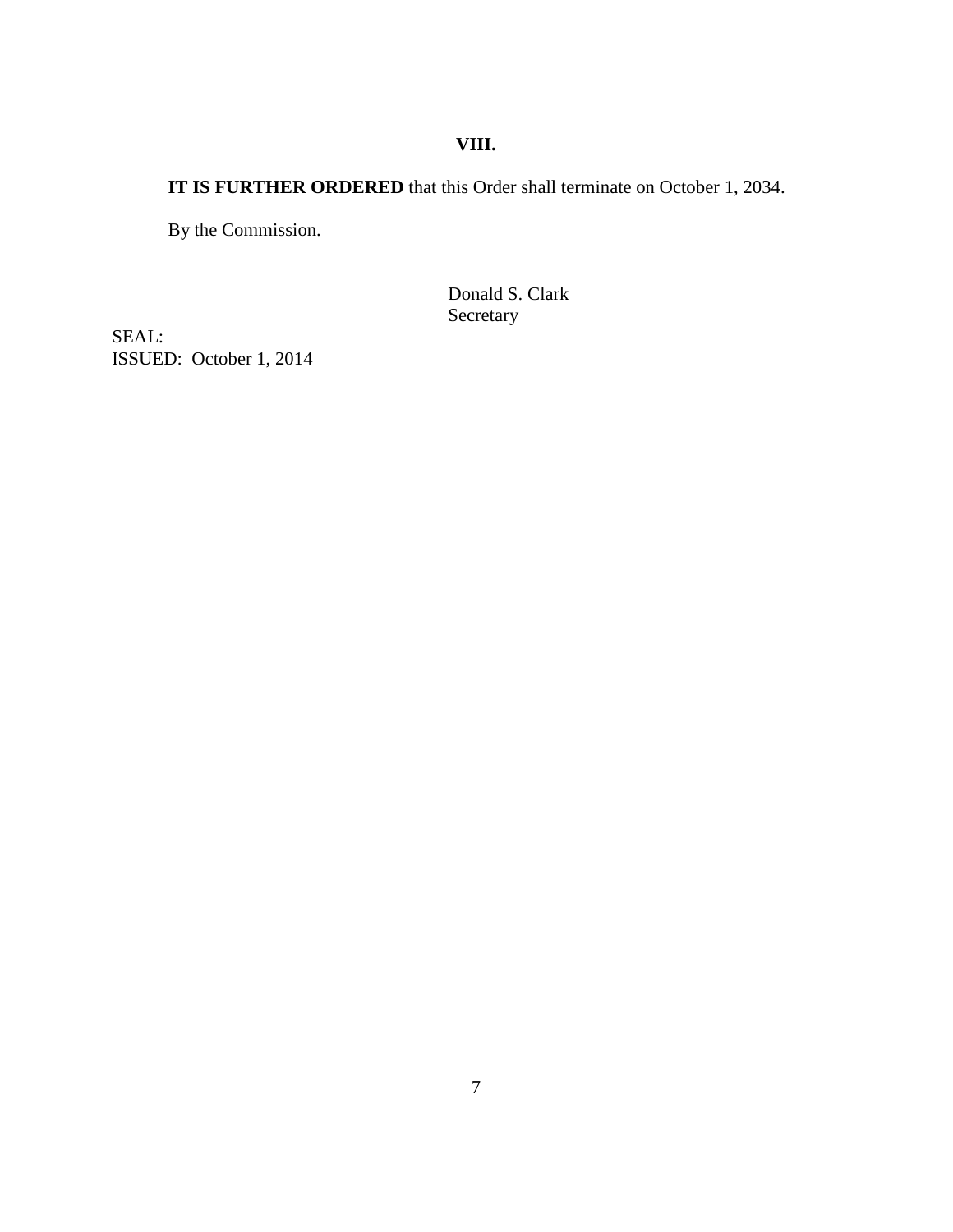## VIII.

**IT IS FURTHER ORDERED** that this Order shall terminate on October 1, 2034.

By the Commission.

Donald S. Clark
Secretary

SEAL:
ISSUED: October 1, 2014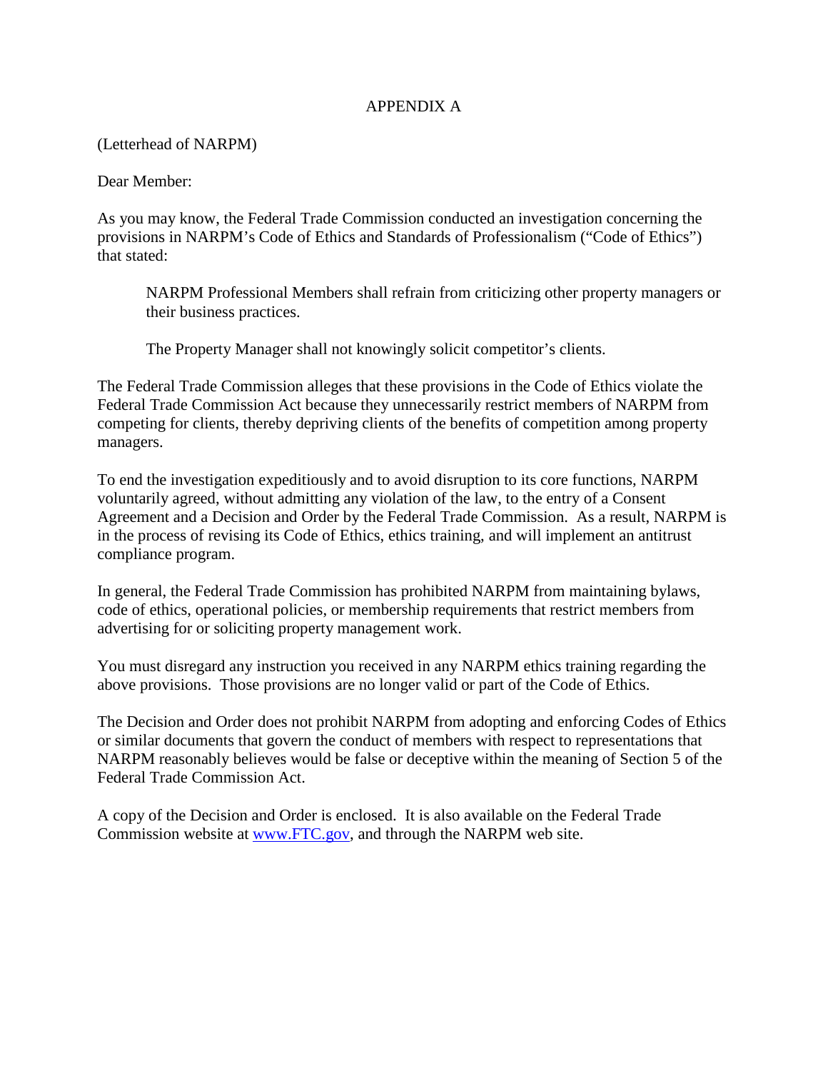APPENDIX A

(Letterhead of NARPM)

Dear Member:

As you may know, the Federal Trade Commission conducted an investigation concerning the provisions in NARPM's Code of Ethics and Standards of Professionalism ("Code of Ethics") that stated:

> NARPM Professional Members shall refrain from criticizing other property managers or their business practices.
>
> The Property Manager shall not knowingly solicit competitor's clients.

The Federal Trade Commission alleges that these provisions in the Code of Ethics violate the Federal Trade Commission Act because they unnecessarily restrict members of NARPM from competing for clients, thereby depriving clients of the benefits of competition among property managers.

To end the investigation expeditiously and to avoid disruption to its core functions, NARPM voluntarily agreed, without admitting any violation of the law, to the entry of a Consent Agreement and a Decision and Order by the Federal Trade Commission. As a result, NARPM is in the process of revising its Code of Ethics, ethics training, and will implement an antitrust compliance program.

In general, the Federal Trade Commission has prohibited NARPM from maintaining bylaws, code of ethics, operational policies, or membership requirements that restrict members from advertising for or soliciting property management work.

You must disregard any instruction you received in any NARPM ethics training regarding the above provisions. Those provisions are no longer valid or part of the Code of Ethics.

The Decision and Order does not prohibit NARPM from adopting and enforcing Codes of Ethics or similar documents that govern the conduct of members with respect to representations that NARPM reasonably believes would be false or deceptive within the meaning of Section 5 of the Federal Trade Commission Act.

A copy of the Decision and Order is enclosed. It is also available on the Federal Trade Commission website at [www.FTC.gov](http://www.FTC.gov), and through the NARPM web site.